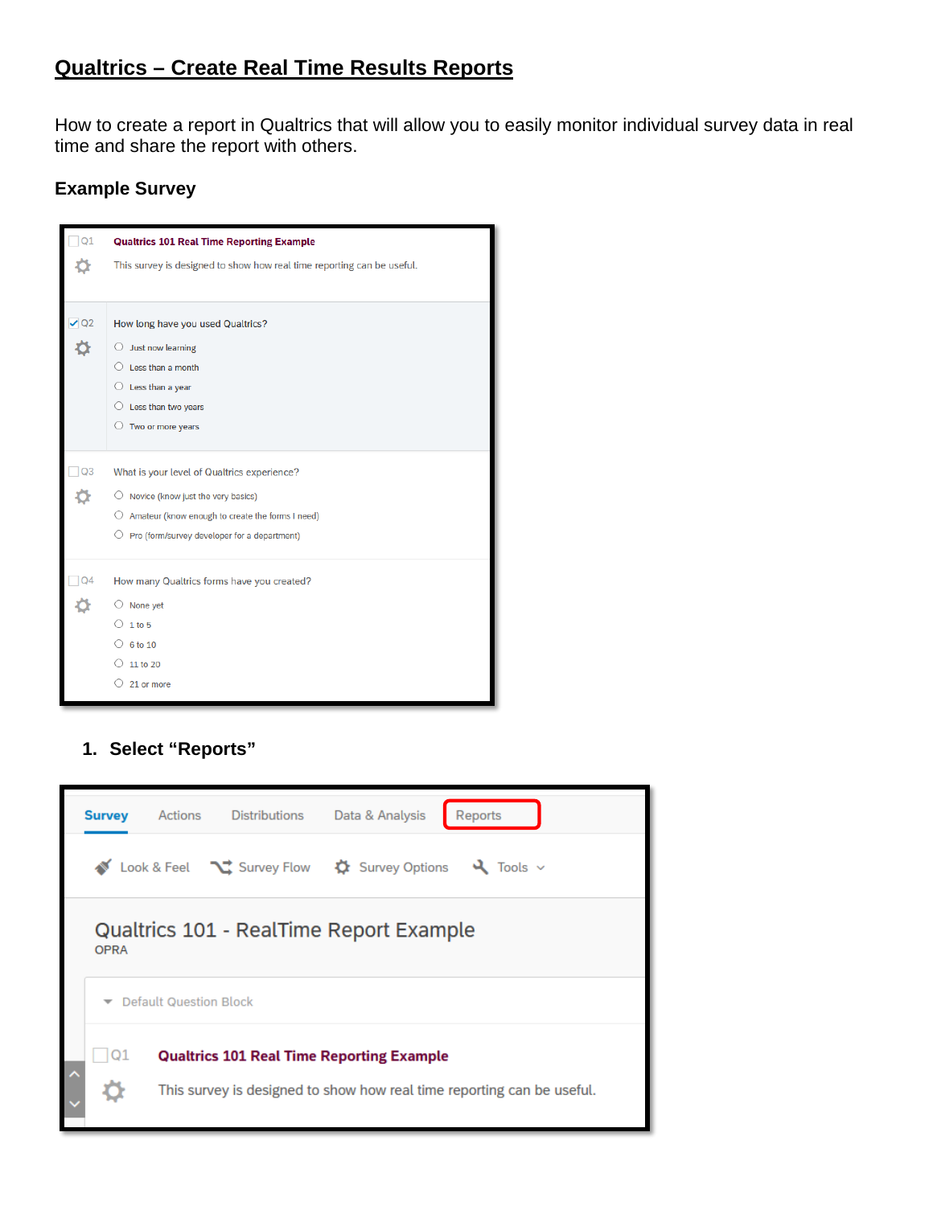# Qualtrics – Create Real Time Results Reports

How to create a report in Qualtrics that will allow you to easily monitor individual survey data in real time and share the report with others.

### Example Survey

Q1 **Qualtrics 101 Real Time Reporting Example**

This survey is designed to show how real time reporting can be useful.

Q2 How long have you used Qualtrics?

- Just now learning
- Less than a month
- Less than a year
- Less than two years
- Two or more years

Q3 What is your level of Qualtrics experience?

- Novice (know just the very basics)
- Amateur (know enough to create the forms I need)
- Pro (form/survey developer for a department)

Q4 How many Qualtrics forms have you created?

- None yet
- 1 to 5
- 6 to 10
- 11 to 20
- 21 or more

### 1. Select "Reports"

Survey | Actions | Distributions | Data & Analysis | Reports

Look & Feel | Survey Flow | Survey Options | Tools

Qualtrics 101 - RealTime Report Example

OPRA

Default Question Block

Q1 **Qualtrics 101 Real Time Reporting Example**

This survey is designed to show how real time reporting can be useful.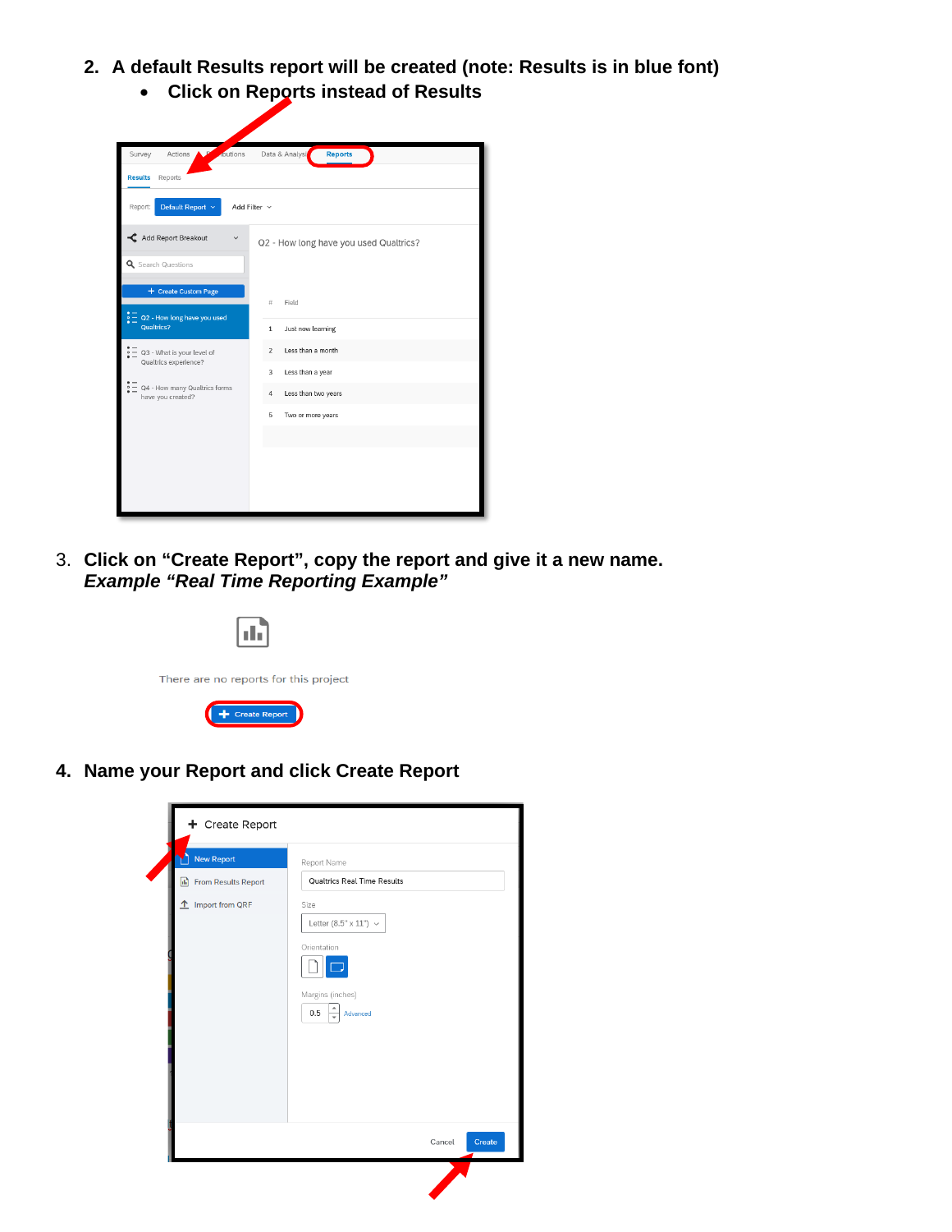2. **A default Results report will be created (note: Results is in blue font)**
   - **Click on Reports instead of Results**

3. **Click on "Create Report", copy the report and give it a new name.** ***Example "Real Time Reporting Example"***

4. **Name your Report and click Create Report**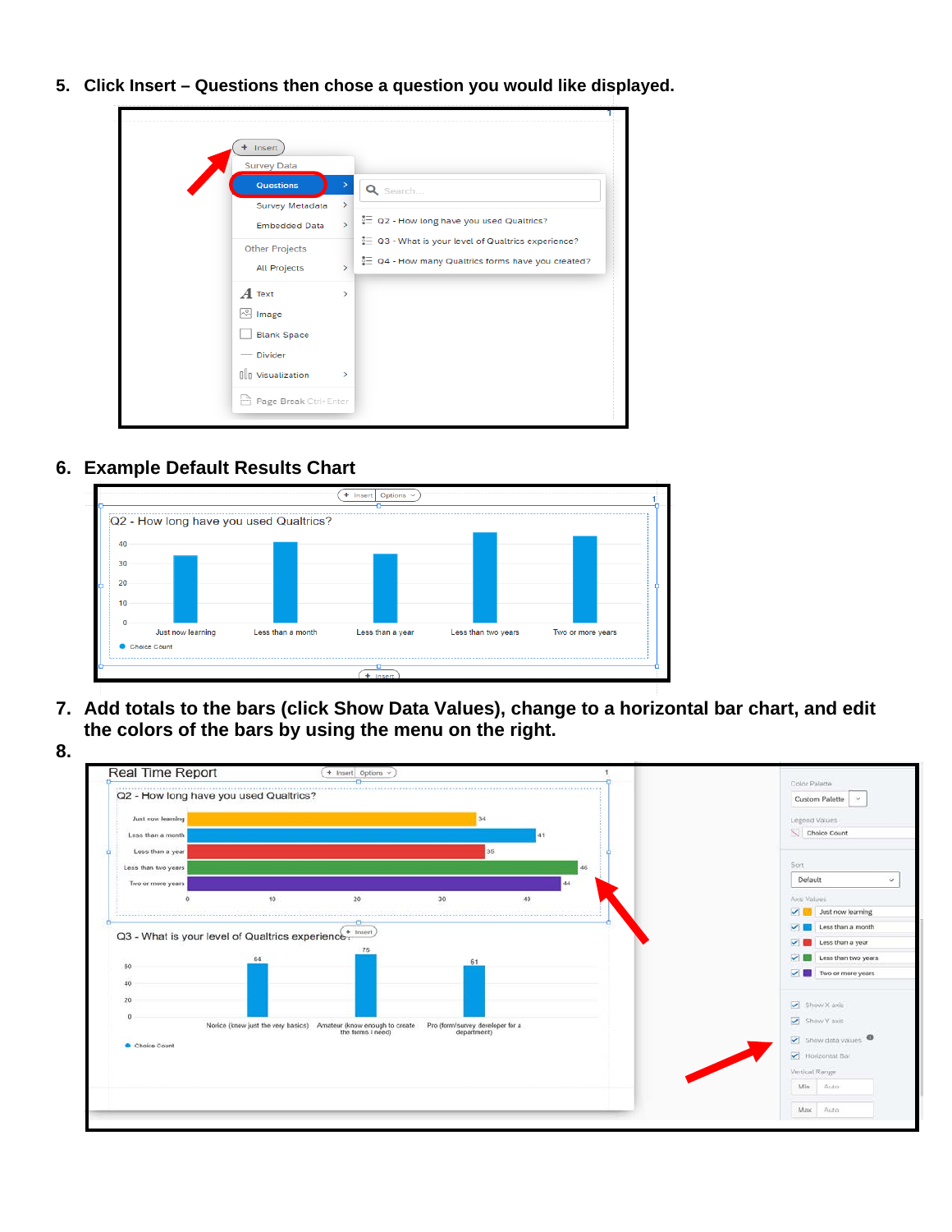5. Click Insert – Questions then chose a question you would like displayed.

6. Example Default Results Chart

7. Add totals to the bars (click Show Data Values), change to a horizontal bar chart, and edit the colors of the bars by using the menu on the right.

8.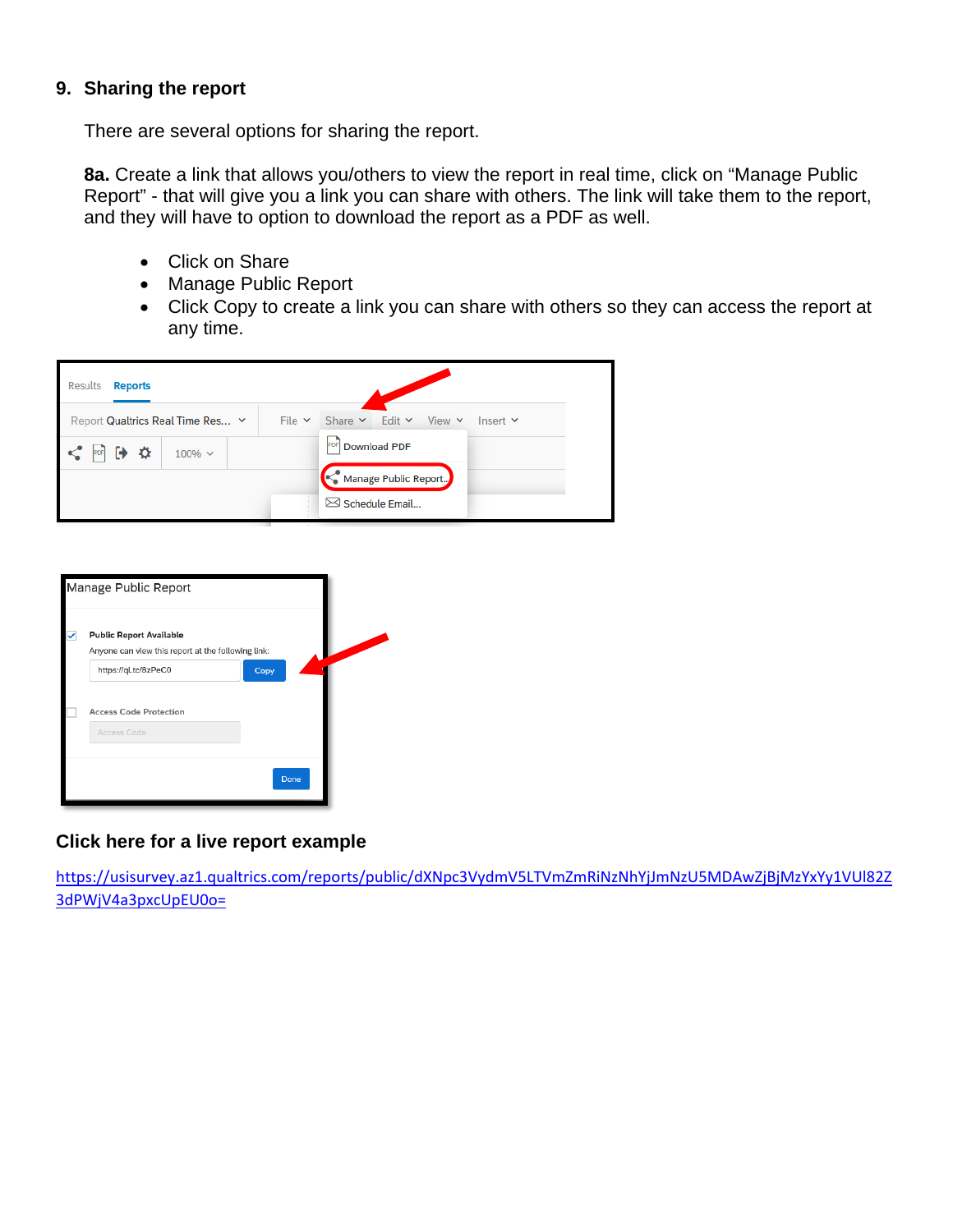## 9. Sharing the report

There are several options for sharing the report.

**8a.** Create a link that allows you/others to view the report in real time, click on "Manage Public Report" - that will give you a link you can share with others. The link will take them to the report, and they will have to option to download the report as a PDF as well.

- Click on Share
- Manage Public Report
- Click Copy to create a link you can share with others so they can access the report at any time.

**Click here for a live report example**

https://usisurvey.az1.qualtrics.com/reports/public/dXNpc3VydmV5LTVmZmRiNzNhYjJmNzU5MDAwZjBjMzYxYy1VUl82Z3dPWjV4a3pxcUpEU0o=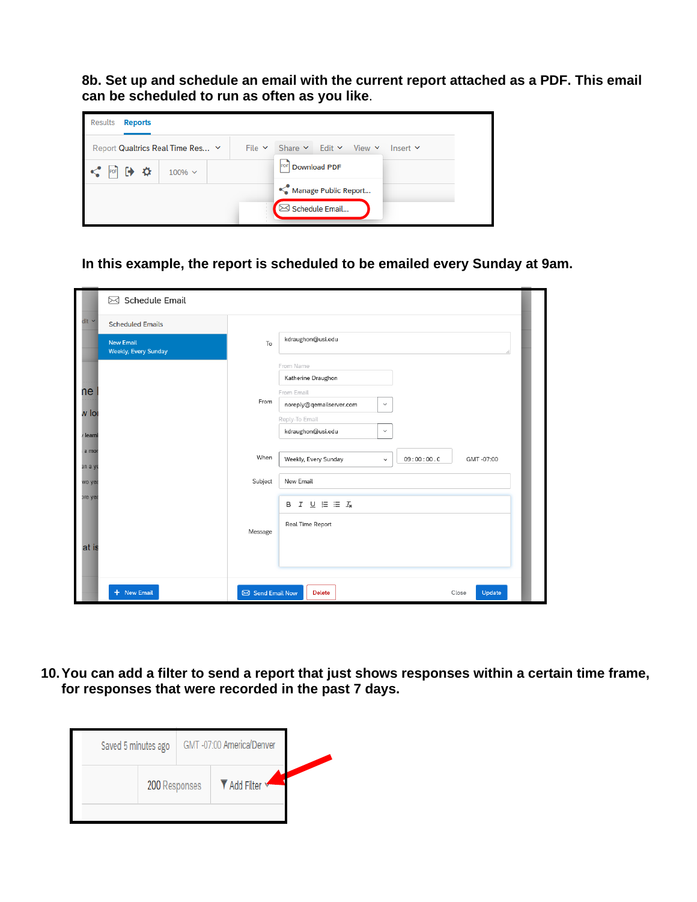**8b. Set up and schedule an email with the current report attached as a PDF. This email can be scheduled to run as often as you like.**

**In this example, the report is scheduled to be emailed every Sunday at 9am.**

10. **You can add a filter to send a report that just shows responses within a certain time frame, for responses that were recorded in the past 7 days.**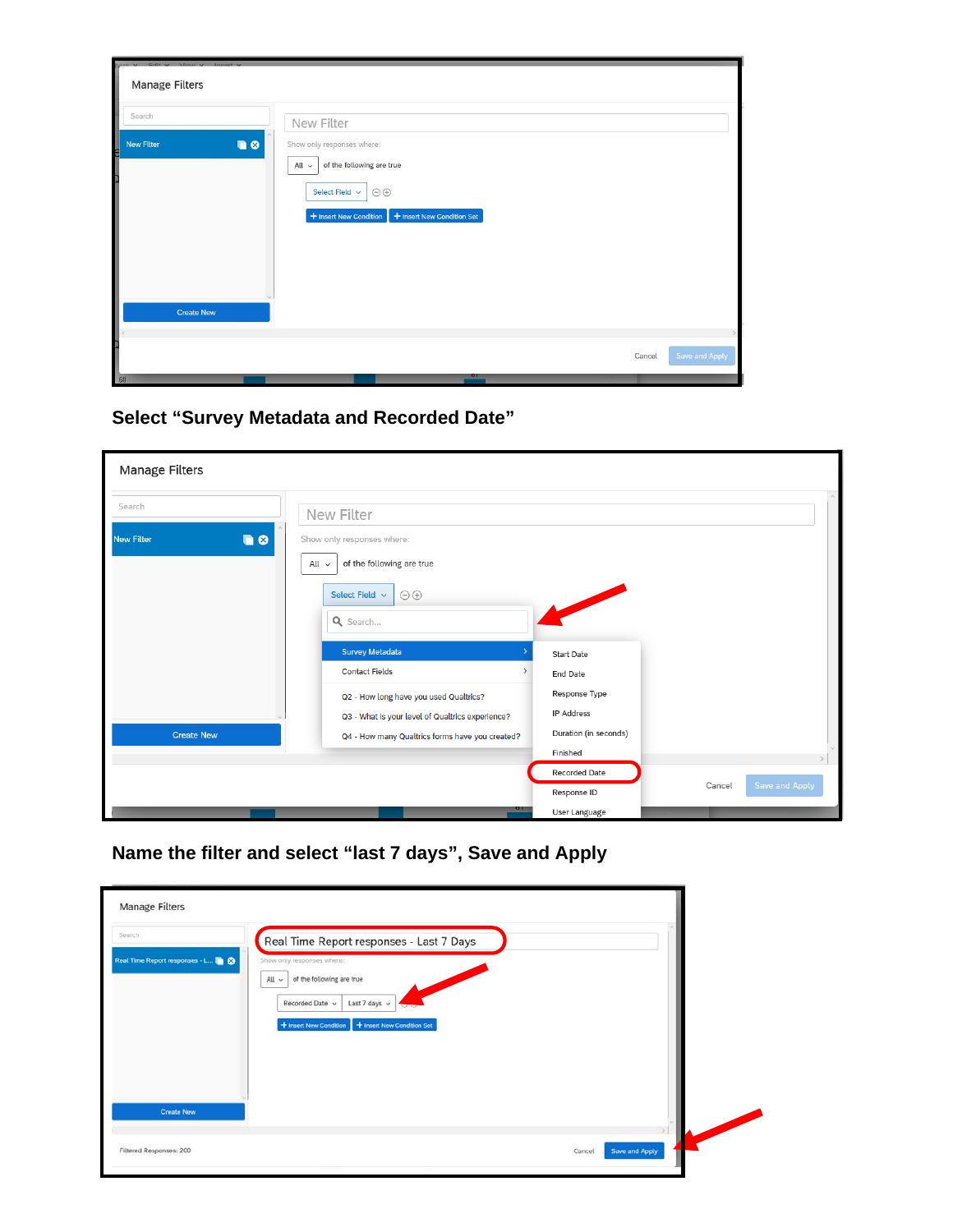**Select "Survey Metadata and Recorded Date"**

**Name the filter and select "last 7 days", Save and Apply**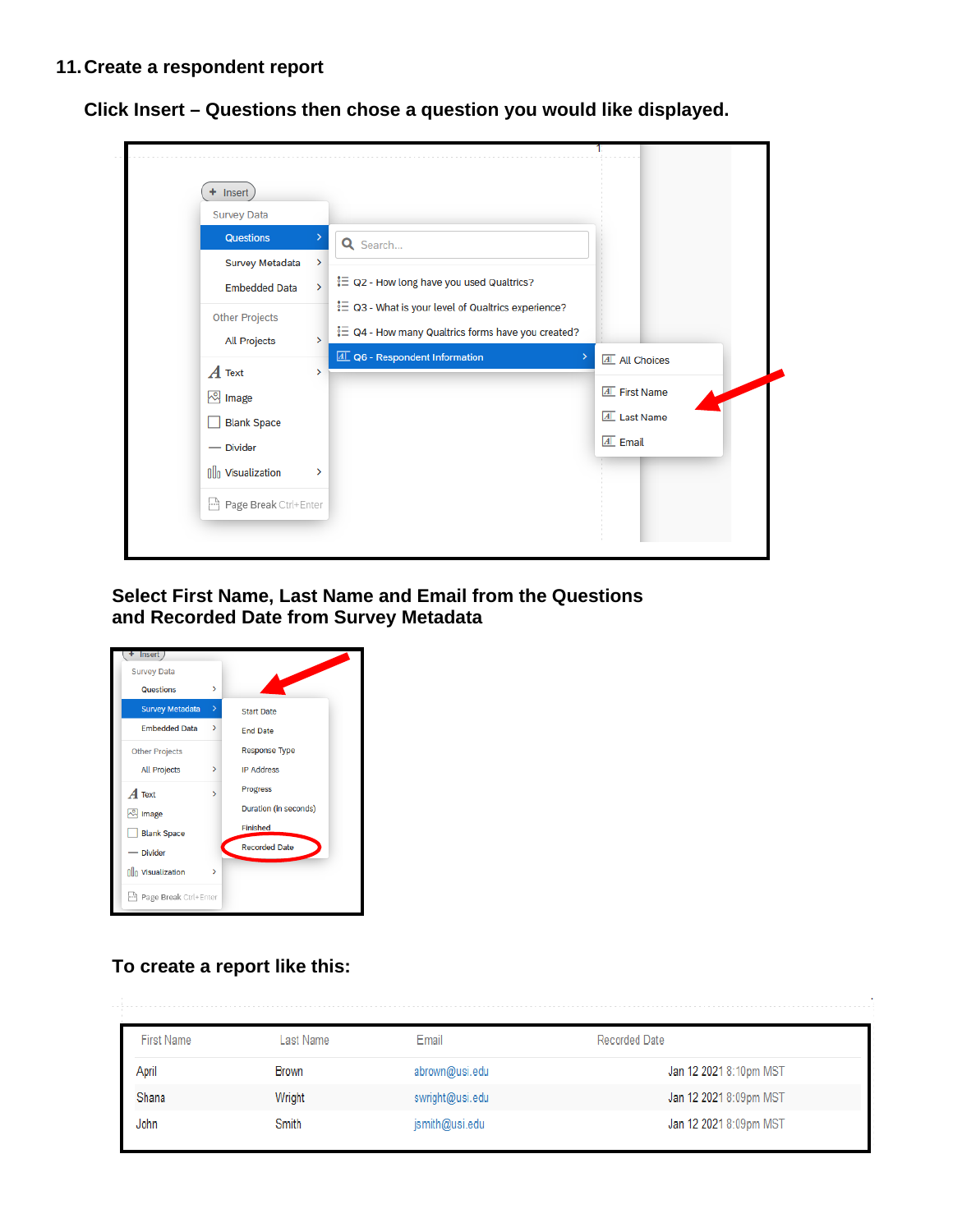## 11. Create a respondent report

**Click Insert – Questions then chose a question you would like displayed.**

**Select First Name, Last Name and Email from the Questions and Recorded Date from Survey Metadata**

**To create a report like this:**

| First Name | Last Name | Email | Recorded Date |
|---|---|---|---|
| April | Brown | abrown@usi.edu | Jan 12 2021 8:10pm MST |
| Shana | Wright | swright@usi.edu | Jan 12 2021 8:09pm MST |
| John | Smith | jsmith@usi.edu | Jan 12 2021 8:09pm MST |